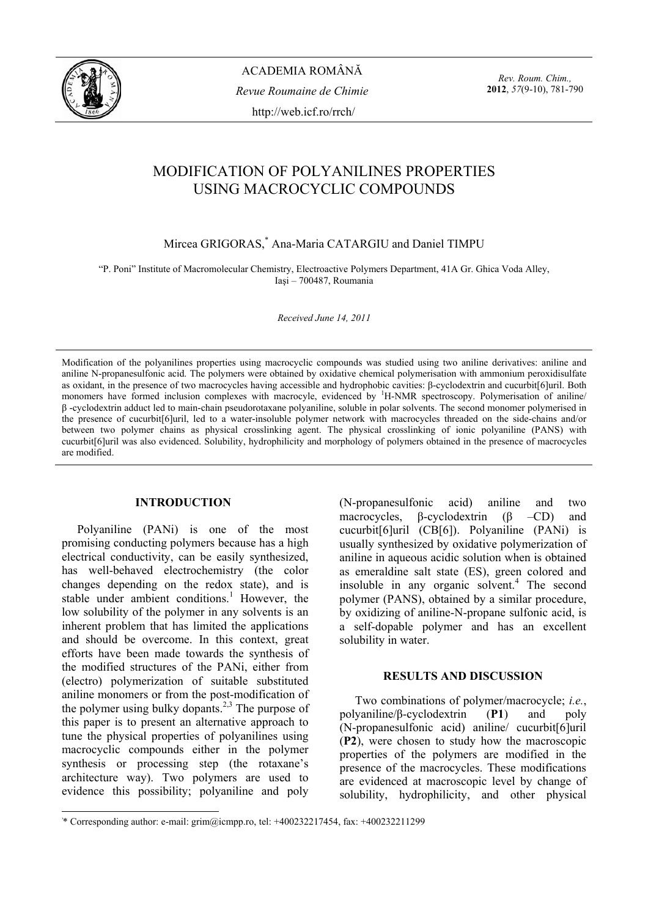# MODIFICATION OF POLYANILINES PROPERTIES USING MACROCYCLIC COMPOUNDS

Mircea GRIGORAS,* Ana-Maria CATARGIU and Daniel TIMPU

"P. Poni" Institute of Macromolecular Chemistry, Electroactive Polymers Department, 41A Gr. Ghica Voda Alley, Iaşi – 700487, Roumania

*Received June 14, 2011*

Modification of the polyanilines properties using macrocyclic compounds was studied using two aniline derivatives: aniline and aniline N-propanesulfonic acid. The polymers were obtained by oxidative chemical polymerisation with ammonium peroxidisulfate as oxidant, in the presence of two macrocycles having accessible and hydrophobic cavities: β-cyclodextrin and cucurbit[6]uril. Both monomers have formed inclusion complexes with macrocyle, evidenced by $^{1}$H-NMR spectroscopy. Polymerisation of aniline/ β -cyclodextrin adduct led to main-chain pseudorotaxane polyaniline, soluble in polar solvents. The second monomer polymerised in the presence of cucurbit[6]uril, led to a water-insoluble polymer network with macrocycles threaded on the side-chains and/or between two polymer chains as physical crosslinking agent. The physical crosslinking of ionic polyaniline (PANS) with cucurbit[6]uril was also evidenced. Solubility, hydrophilicity and morphology of polymers obtained in the presence of macrocycles are modified.

## INTRODUCTION

Polyaniline (PANi) is one of the most promising conducting polymers because has a high electrical conductivity, can be easily synthesized, has well-behaved electrochemistry (the color changes depending on the redox state), and is stable under ambient conditions.[1] However, the low solubility of the polymer in any solvents is an inherent problem that has limited the applications and should be overcome. In this context, great efforts have been made towards the synthesis of the modified structures of the PANi, either from (electro) polymerization of suitable substituted aniline monomers or from the post-modification of the polymer using bulky dopants.[2,3] The purpose of this paper is to present an alternative approach to tune the physical properties of polyanilines using macrocyclic compounds either in the polymer synthesis or processing step (the rotaxane's architecture way). Two polymers are used to evidence this possibility; polyaniline and poly (N-propanesulfonic acid) aniline and two macrocycles, β-cyclodextrin (β –CD) and cucurbit[6]uril (CB[6]). Polyaniline (PANi) is usually synthesized by oxidative polymerization of aniline in aqueous acidic solution when is obtained as emeraldine salt state (ES), green colored and insoluble in any organic solvent.[4] The second polymer (PANS), obtained by a similar procedure, by oxidizing of aniline-N-propane sulfonic acid, is a self-dopable polymer and has an excellent solubility in water.

## RESULTS AND DISCUSSION

Two combinations of polymer/macrocycle; *i.e.*, polyaniline/β-cyclodextrin (**P1**) and poly (N-propanesulfonic acid) aniline/ cucurbit[6]uril (**P2**), were chosen to study how the macroscopic properties of the polymers are modified in the presence of the macrocycles. These modifications are evidenced at macroscopic level by change of solubility, hydrophilicity, and other physical

\* Corresponding author: e-mail: grim@icmpp.ro, tel: +400232217454, fax: +400232211299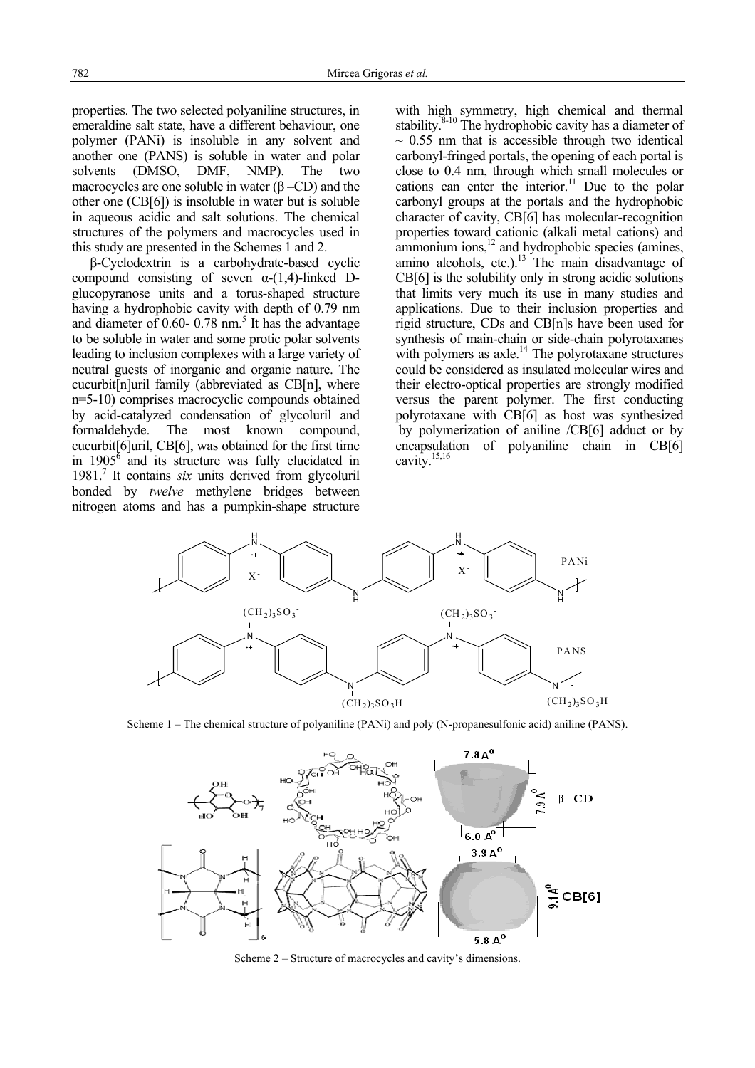properties. The two selected polyaniline structures, in emeraldine salt state, have a different behaviour, one polymer (PANi) is insoluble in any solvent and another one (PANS) is soluble in water and polar solvents (DMSO, DMF, NMP). The two macrocycles are one soluble in water (β –CD) and the other one (CB[6]) is insoluble in water but is soluble in aqueous acidic and salt solutions. The chemical structures of the polymers and macrocycles used in this study are presented in the Schemes 1 and 2.

β-Cyclodextrin is a carbohydrate-based cyclic compound consisting of seven α-(1,4)-linked D-glucopyranose units and a torus-shaped structure having a hydrophobic cavity with depth of 0.79 nm and diameter of 0.60- 0.78 nm.[5] It has the advantage to be soluble in water and some protic polar solvents leading to inclusion complexes with a large variety of neutral guests of inorganic and organic nature. The cucurbit[n]uril family (abbreviated as CB[n], where n=5-10) comprises macrocyclic compounds obtained by acid-catalyzed condensation of glycoluril and formaldehyde. The most known compound, cucurbit[6]uril, CB[6], was obtained for the first time in 1905[6] and its structure was fully elucidated in 1981.[7] It contains *six* units derived from glycoluril bonded by *twelve* methylene bridges between nitrogen atoms and has a pumpkin-shape structure with high symmetry, high chemical and thermal stability.[8-10] The hydrophobic cavity has a diameter of ~ 0.55 nm that is accessible through two identical carbonyl-fringed portals, the opening of each portal is close to 0.4 nm, through which small molecules or cations can enter the interior.[11] Due to the polar carbonyl groups at the portals and the hydrophobic character of cavity, CB[6] has molecular-recognition properties toward cationic (alkali metal cations) and ammonium ions,[12] and hydrophobic species (amines, amino alcohols, etc.).[13] The main disadvantage of CB[6] is the solubility only in strong acidic solutions that limits very much its use in many studies and applications. Due to their inclusion properties and rigid structure, CDs and CB[n]s have been used for synthesis of main-chain or side-chain polyrotaxanes with polymers as axle.[14] The polyrotaxane structures could be considered as insulated molecular wires and their electro-optical properties are strongly modified versus the parent polymer. The first conducting polyrotaxane with CB[6] as host was synthesized by polymerization of aniline /CB[6] adduct or by encapsulation of polyaniline chain in CB[6] cavity.[15,16]

Scheme 1 – The chemical structure of polyaniline (PANi) and poly (N-propanesulfonic acid) aniline (PANS).

Scheme 2 – Structure of macrocycles and cavity's dimensions.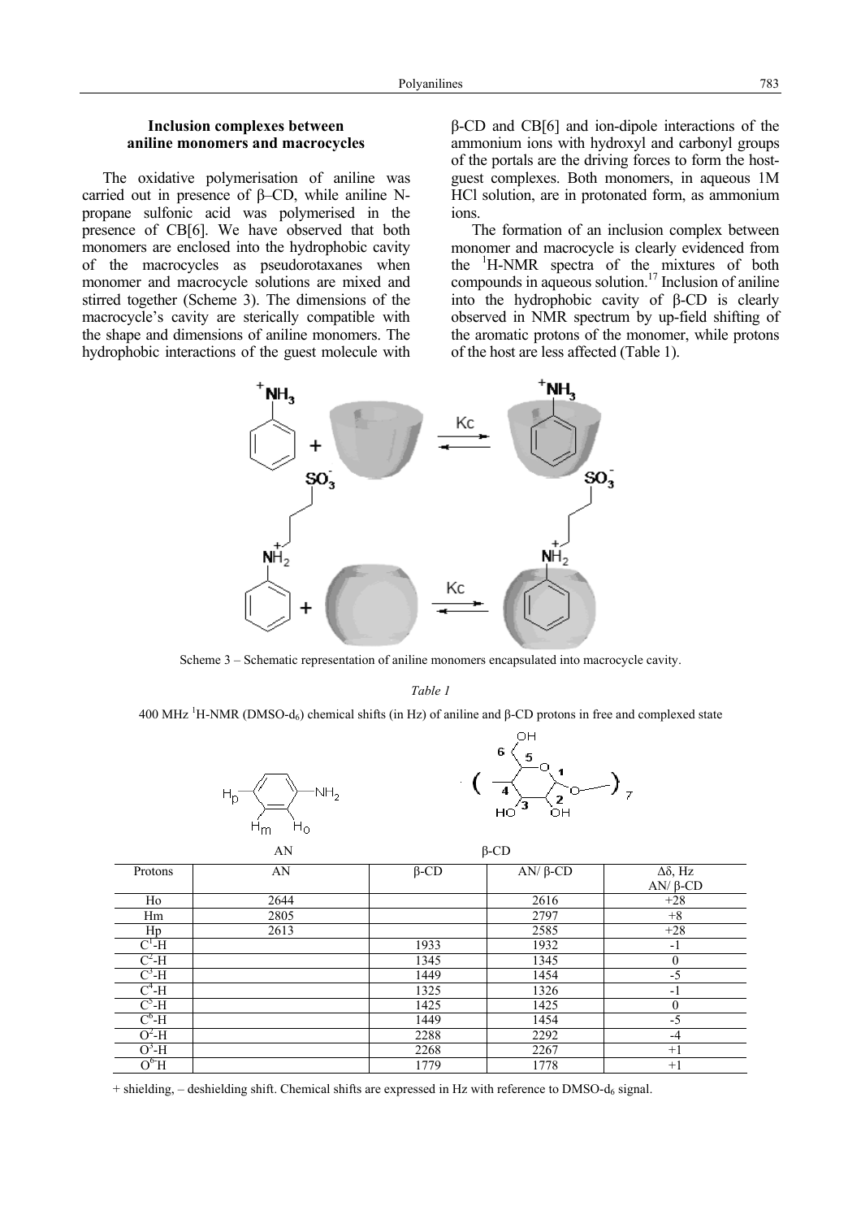### Inclusion complexes between aniline monomers and macrocycles

The oxidative polymerisation of aniline was carried out in presence of β–CD, while aniline N-propane sulfonic acid was polymerised in the presence of CB[6]. We have observed that both monomers are enclosed into the hydrophobic cavity of the macrocycles as pseudorotaxanes when monomer and macrocycle solutions are mixed and stirred together (Scheme 3). The dimensions of the macrocycle's cavity are sterically compatible with the shape and dimensions of aniline monomers. The hydrophobic interactions of the guest molecule with β-CD and CB[6] and ion-dipole interactions of the ammonium ions with hydroxyl and carbonyl groups of the portals are the driving forces to form the host-guest complexes. Both monomers, in aqueous 1M HCl solution, are in protonated form, as ammonium ions.

The formation of an inclusion complex between monomer and macrocycle is clearly evidenced from the $^1$H-NMR spectra of the mixtures of both compounds in aqueous solution.[17] Inclusion of aniline into the hydrophobic cavity of β-CD is clearly observed in NMR spectrum by up-field shifting of the aromatic protons of the monomer, while protons of the host are less affected (Table 1).

Scheme 3 – Schematic representation of aniline monomers encapsulated into macrocycle cavity.

*Table 1*

400 MHz $^1$H-NMR (DMSO-$d_6$) chemical shifts (in Hz) of aniline and β-CD protons in free and complexed state

| Protons | AN | β-CD | AN/ β-CD | Δδ, Hz AN/ β-CD |
|---|---|---|---|---|
| Ho | 2644 | | 2616 | +28 |
| Hm | 2805 | | 2797 | +8 |
| Hp | 2613 | | 2585 | +28 |
| $C^1$-H | | 1933 | 1932 | -1 |
| $C^2$-H | | 1345 | 1345 | 0 |
| $C^3$-H | | 1449 | 1454 | -5 |
| $C^4$-H | | 1325 | 1326 | -1 |
| $C^5$-H | | 1425 | 1425 | 0 |
| $C^6$-H | | 1449 | 1454 | -5 |
| $O^2$-H | | 2288 | 2292 | -4 |
| $O^3$-H | | 2268 | 2267 | +1 |
| $O^6$H | | 1779 | 1778 | +1 |

+ shielding, – deshielding shift. Chemical shifts are expressed in Hz with reference to DMSO-$d_6$ signal.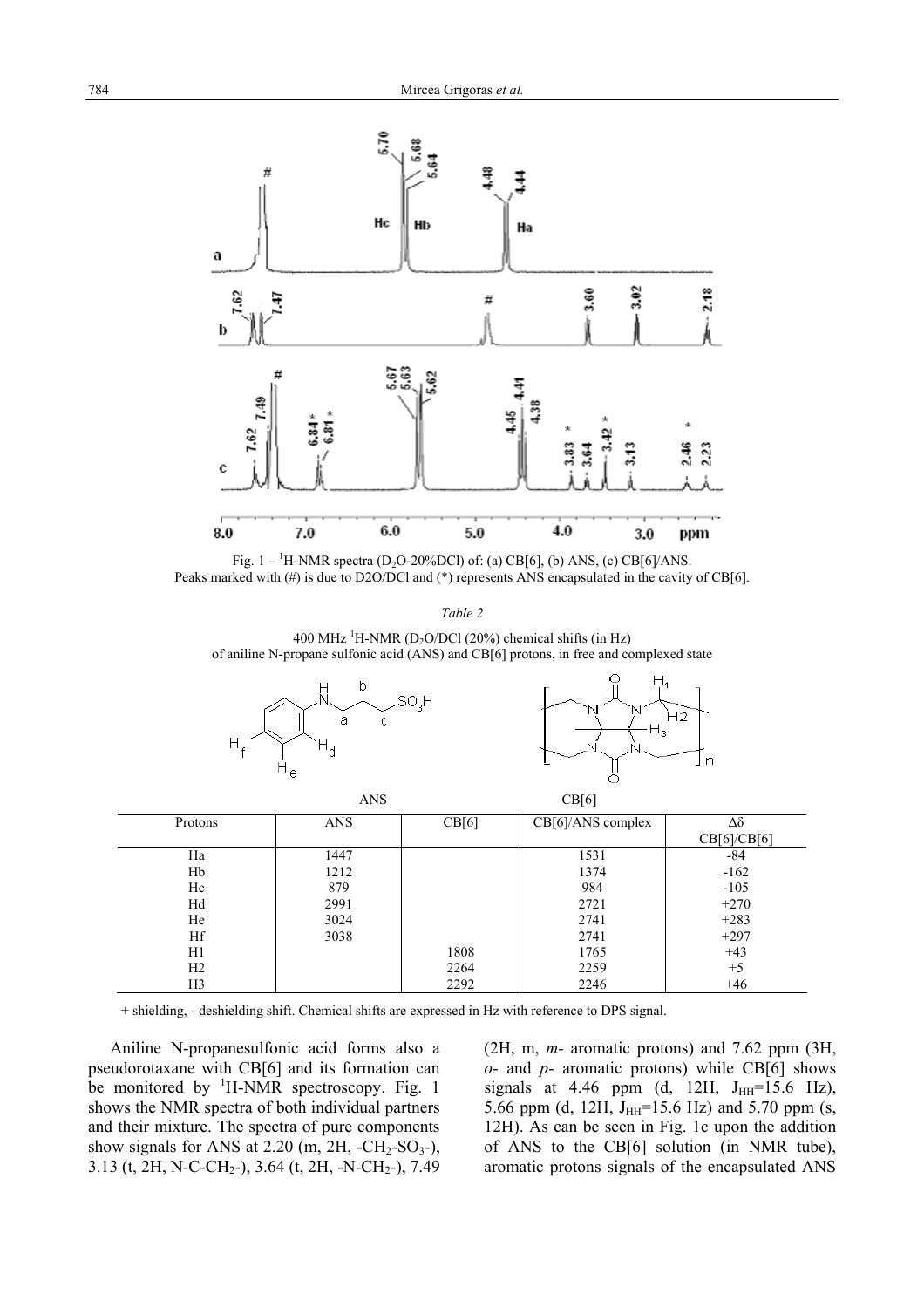Fig. 1 – $^1$H-NMR spectra ($D_2O$-20%DCl) of: (a) CB[6], (b) ANS, (c) CB[6]/ANS.
Peaks marked with (#) is due to D2O/DCl and (*) represents ANS encapsulated in the cavity of CB[6].

*Table 2*

400 MHz $^1$H-NMR ($D_2O$/DCl (20%) chemical shifts (in Hz) of aniline N-propane sulfonic acid (ANS) and CB[6] protons, in free and complexed state

| Protons | ANS | CB[6] | CB[6]/ANS complex | Δδ CB[6]/CB[6] |
|---|---|---|---|---|
| Ha | 1447 | | 1531 | -84 |
| Hb | 1212 | | 1374 | -162 |
| Hc | 879 | | 984 | -105 |
| Hd | 2991 | | 2721 | +270 |
| He | 3024 | | 2741 | +283 |
| Hf | 3038 | | 2741 | +297 |
| H1 | | 1808 | 1765 | +43 |
| H2 | | 2264 | 2259 | +5 |
| H3 | | 2292 | 2246 | +46 |

+ shielding, - deshielding shift. Chemical shifts are expressed in Hz with reference to DPS signal.

Aniline N-propanesulfonic acid forms also a pseudorotaxane with CB[6] and its formation can be monitored by $^1$H-NMR spectroscopy. Fig. 1 shows the NMR spectra of both individual partners and their mixture. The spectra of pure components show signals for ANS at 2.20 (m, 2H, $-CH_2-SO_3-$), 3.13 (t, 2H, $N-C-CH_2-$), 3.64 (t, 2H, $-N-CH_2-$), 7.49 (2H, m, *m-* aromatic protons) and 7.62 ppm (3H, *o-* and *p-* aromatic protons) while CB[6] shows signals at 4.46 ppm (d, 12H, $J_{HH}$=15.6 Hz), 5.66 ppm (d, 12H, $J_{HH}$=15.6 Hz) and 5.70 ppm (s, 12H). As can be seen in Fig. 1c upon the addition of ANS to the CB[6] solution (in NMR tube), aromatic protons signals of the encapsulated ANS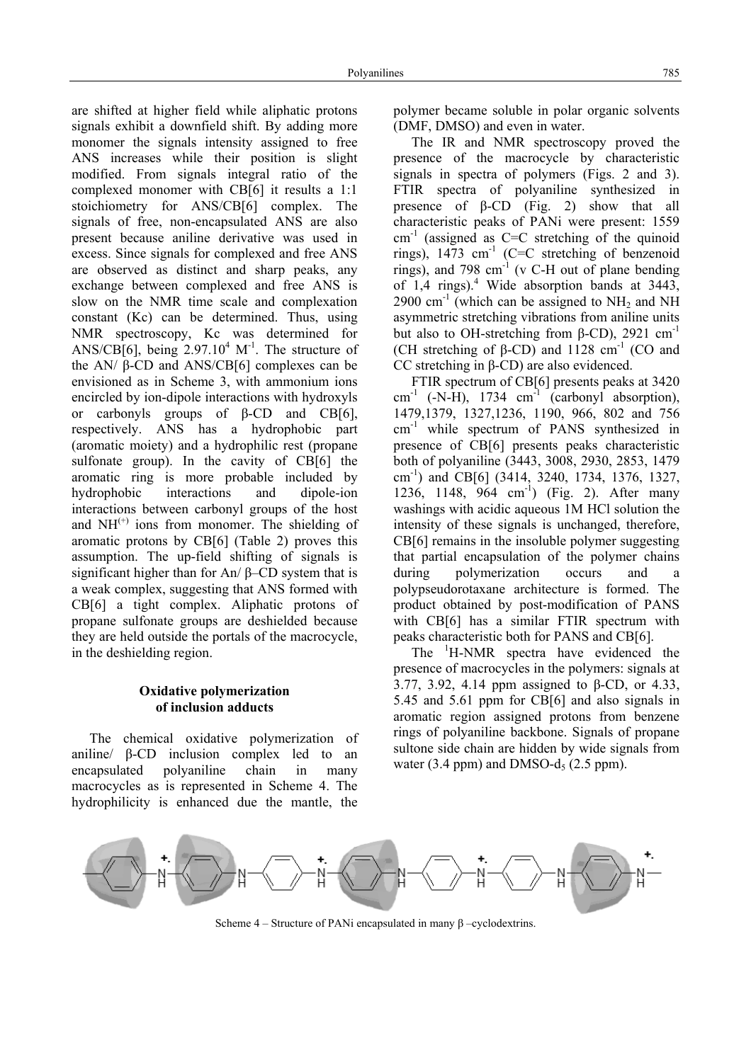are shifted at higher field while aliphatic protons signals exhibit a downfield shift. By adding more monomer the signals intensity assigned to free ANS increases while their position is slight modified. From signals integral ratio of the complexed monomer with CB[6] it results a 1:1 stoichiometry for ANS/CB[6] complex. The signals of free, non-encapsulated ANS are also present because aniline derivative was used in excess. Since signals for complexed and free ANS are observed as distinct and sharp peaks, any exchange between complexed and free ANS is slow on the NMR time scale and complexation constant (Kc) can be determined. Thus, using NMR spectroscopy, Kc was determined for ANS/CB[6], being $2.97.10^4$ $M^{-1}$. The structure of the AN/ β-CD and ANS/CB[6] complexes can be envisioned as in Scheme 3, with ammonium ions encircled by ion-dipole interactions with hydroxyls or carbonyls groups of β-CD and CB[6], respectively. ANS has a hydrophobic part (aromatic moiety) and a hydrophilic rest (propane sulfonate group). In the cavity of CB[6] the aromatic ring is more probable included by hydrophobic interactions and dipole-ion interactions between carbonyl groups of the host and $NH^{(+)}$ ions from monomer. The shielding of aromatic protons by CB[6] (Table 2) proves this assumption. The up-field shifting of signals is significant higher than for An/ β–CD system that is a weak complex, suggesting that ANS formed with CB[6] a tight complex. Aliphatic protons of propane sulfonate groups are deshielded because they are held outside the portals of the macrocycle, in the deshielding region.

## Oxidative polymerization of inclusion adducts

The chemical oxidative polymerization of aniline/ β-CD inclusion complex led to an encapsulated polyaniline chain in many macrocycles as is represented in Scheme 4. The hydrophilicity is enhanced due the mantle, the polymer became soluble in polar organic solvents (DMF, DMSO) and even in water.

The IR and NMR spectroscopy proved the presence of the macrocycle by characteristic signals in spectra of polymers (Figs. 2 and 3). FTIR spectra of polyaniline synthesized in presence of β-CD (Fig. 2) show that all characteristic peaks of PANi were present: 1559 $cm^{-1}$ (assigned as C=C stretching of the quinoid rings), 1473 $cm^{-1}$ (C=C stretching of benzenoid rings), and 798 $cm^{-1}$ (ν C-H out of plane bending of 1,4 rings).[4] Wide absorption bands at 3443, 2900 $cm^{-1}$ (which can be assigned to $NH_2$ and NH asymmetric stretching vibrations from aniline units but also to OH-stretching from β-CD), 2921 $cm^{-1}$ (CH stretching of β-CD) and 1128 $cm^{-1}$ (CO and CC stretching in β-CD) are also evidenced.

FTIR spectrum of CB[6] presents peaks at 3420 $cm^{-1}$ (-N-H), 1734 $cm^{-1}$ (carbonyl absorption), 1479,1379, 1327,1236, 1190, 966, 802 and 756 $cm^{-1}$ while spectrum of PANS synthesized in presence of CB[6] presents peaks characteristic both of polyaniline (3443, 3008, 2930, 2853, 1479 $cm^{-1}$) and CB[6] (3414, 3240, 1734, 1376, 1327, 1236, 1148, 964 $cm^{-1}$) (Fig. 2). After many washings with acidic aqueous 1M HCl solution the intensity of these signals is unchanged, therefore, CB[6] remains in the insoluble polymer suggesting that partial encapsulation of the polymer chains during polymerization occurs and a polypseudorotaxane architecture is formed. The product obtained by post-modification of PANS with CB[6] has a similar FTIR spectrum with peaks characteristic both for PANS and CB[6].

The $^1$H-NMR spectra have evidenced the presence of macrocycles in the polymers: signals at 3.77, 3.92, 4.14 ppm assigned to β-CD, or 4.33, 5.45 and 5.61 ppm for CB[6] and also signals in aromatic region assigned protons from benzene rings of polyaniline backbone. Signals of propane sultone side chain are hidden by wide signals from water (3.4 ppm) and DMSO-$d_5$ (2.5 ppm).

Scheme 4 – Structure of PANi encapsulated in many β –cyclodextrins.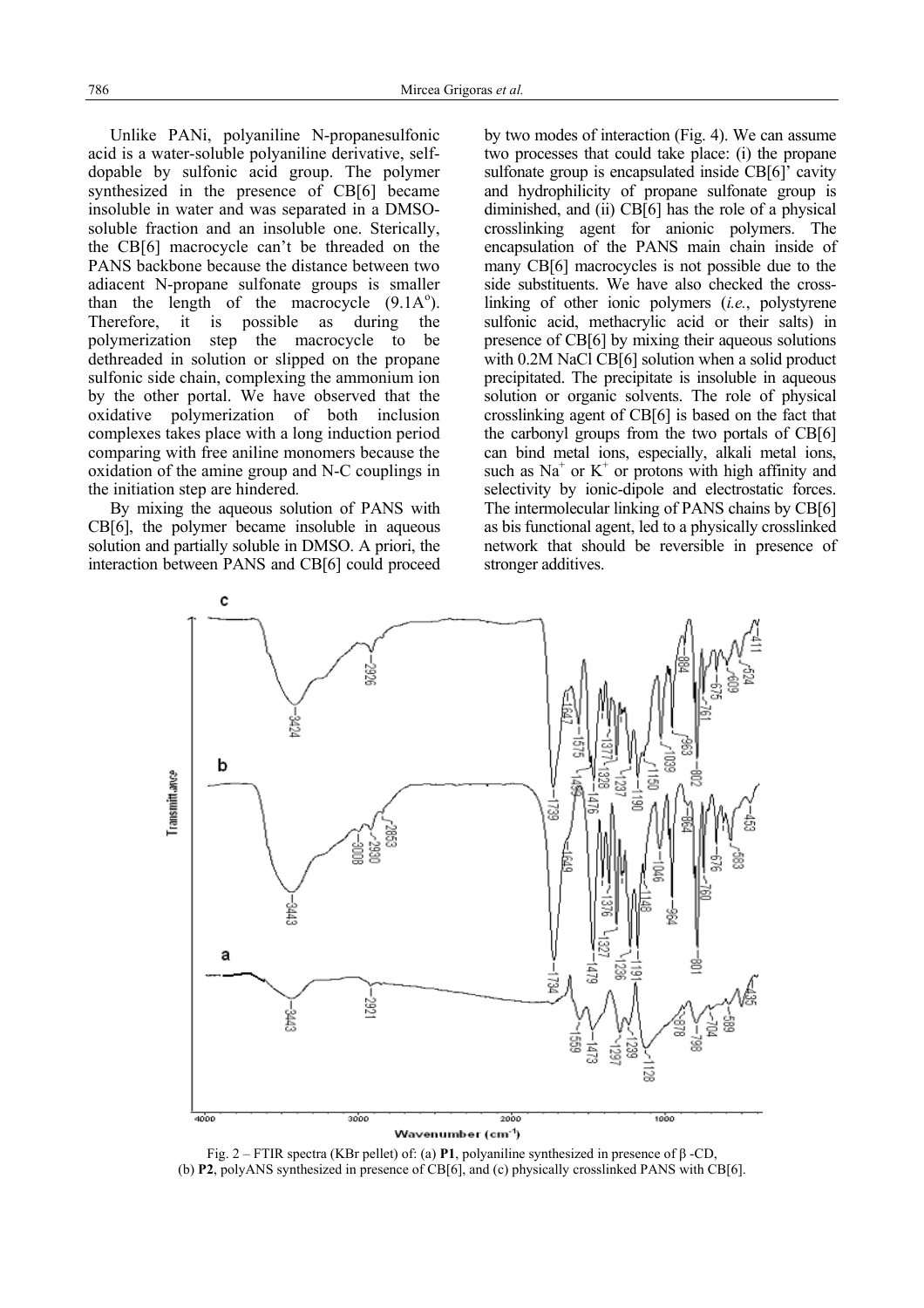Unlike PANi, polyaniline N-propanesulfonic acid is a water-soluble polyaniline derivative, self-dopable by sulfonic acid group. The polymer synthesized in the presence of CB[6] became insoluble in water and was separated in a DMSO-soluble fraction and an insoluble one. Sterically, the CB[6] macrocycle can't be threaded on the PANS backbone because the distance between two adiacent N-propane sulfonate groups is smaller than the length of the macrocycle (9.1A°). Therefore, it is possible as during the polymerization step the macrocycle to be dethreaded in solution or slipped on the propane sulfonic side chain, complexing the ammonium ion by the other portal. We have observed that the oxidative polymerization of both inclusion complexes takes place with a long induction period comparing with free aniline monomers because the oxidation of the amine group and N-C couplings in the initiation step are hindered.

By mixing the aqueous solution of PANS with CB[6], the polymer became insoluble in aqueous solution and partially soluble in DMSO. A priori, the interaction between PANS and CB[6] could proceed by two modes of interaction (Fig. 4). We can assume two processes that could take place: (i) the propane sulfonate group is encapsulated inside CB[6]' cavity and hydrophilicity of propane sulfonate group is diminished, and (ii) CB[6] has the role of a physical crosslinking agent for anionic polymers. The encapsulation of the PANS main chain inside of many CB[6] macrocycles is not possible due to the side substituents. We have also checked the cross-linking of other ionic polymers (*i.e.*, polystyrene sulfonic acid, methacrylic acid or their salts) in presence of CB[6] by mixing their aqueous solutions with 0.2M NaCl CB[6] solution when a solid product precipitated. The precipitate is insoluble in aqueous solution or organic solvents. The role of physical crosslinking agent of CB[6] is based on the fact that the carbonyl groups from the two portals of CB[6] can bind metal ions, especially, alkali metal ions, such as $Na^+$ or $K^+$ or protons with high affinity and selectivity by ionic-dipole and electrostatic forces. The intermolecular linking of PANS chains by CB[6] as bis functional agent, led to a physically crosslinked network that should be reversible in presence of stronger additives.

Fig. 2 – FTIR spectra (KBr pellet) of: (a) **P1**, polyaniline synthesized in presence of β -CD, (b) **P2**, polyANS synthesized in presence of CB[6], and (c) physically crosslinked PANS with CB[6].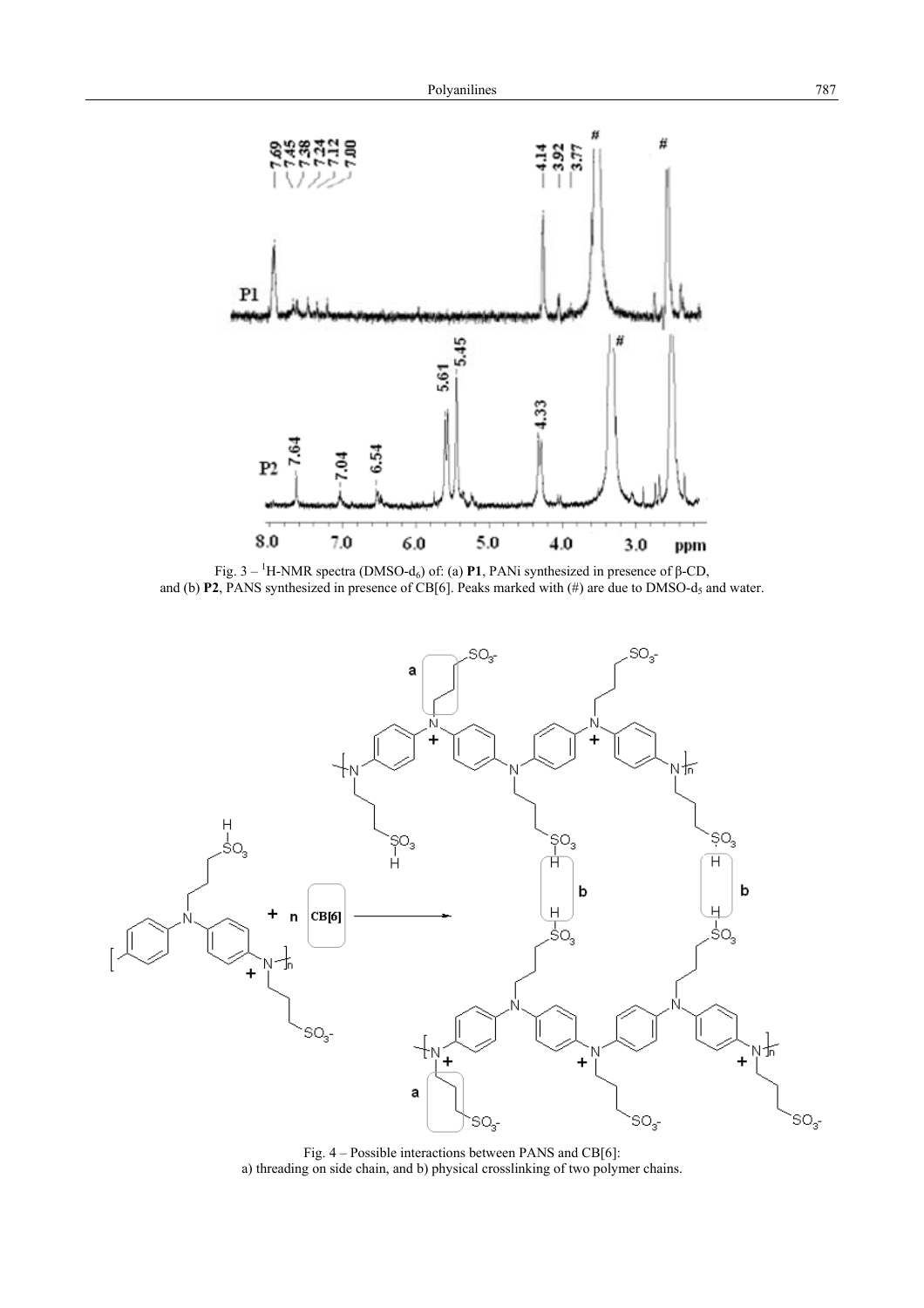Fig. 3 – $^1$H-NMR spectra (DMSO-$d_6$) of: (a) **P1**, PANi synthesized in presence of β-CD, and (b) **P2**, PANS synthesized in presence of CB[6]. Peaks marked with (#) are due to DMSO-$d_5$ and water.

Fig. 4 – Possible interactions between PANS and CB[6]: a) threading on side chain, and b) physical crosslinking of two polymer chains.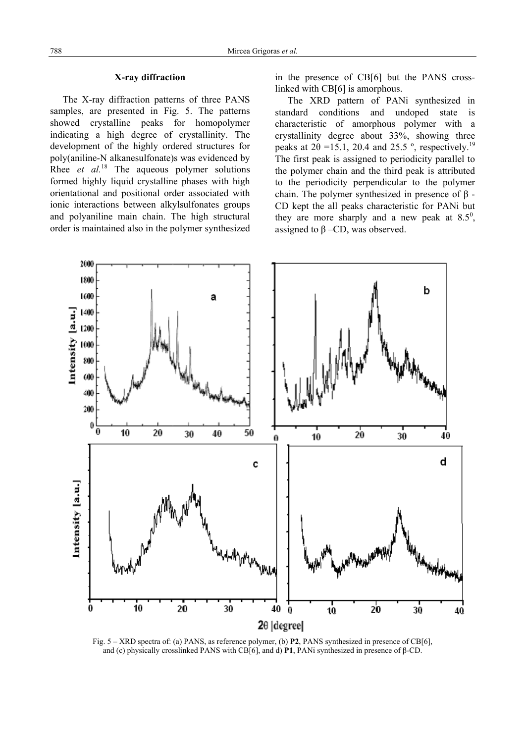### X-ray diffraction

The X-ray diffraction patterns of three PANS samples, are presented in Fig. 5. The patterns showed crystalline peaks for homopolymer indicating a high degree of crystallinity. The development of the highly ordered structures for poly(aniline-N alkanesulfonate)s was evidenced by Rhee *et al.*[18] The aqueous polymer solutions formed highly liquid crystalline phases with high orientational and positional order associated with ionic interactions between alkylsulfonates groups and polyaniline main chain. The high structural order is maintained also in the polymer synthesized in the presence of CB[6] but the PANS cross-linked with CB[6] is amorphous.

The XRD pattern of PANi synthesized in standard conditions and undoped state is characteristic of amorphous polymer with a crystallinity degree about 33%, showing three peaks at $2\theta$ =15.1, 20.4 and 25.5 $^{\circ}$, respectively.[19] The first peak is assigned to periodicity parallel to the polymer chain and the third peak is attributed to the periodicity perpendicular to the polymer chain. The polymer synthesized in presence of β - CD kept the all peaks characteristic for PANi but they are more sharply and a new peak at $8.5^{0}$, assigned to β –CD, was observed.

Fig. 5 – XRD spectra of: (a) PANS, as reference polymer, (b) **P2**, PANS synthesized in presence of CB[6], and (c) physically crosslinked PANS with CB[6], and d) **P1**, PANi synthesized in presence of β-CD.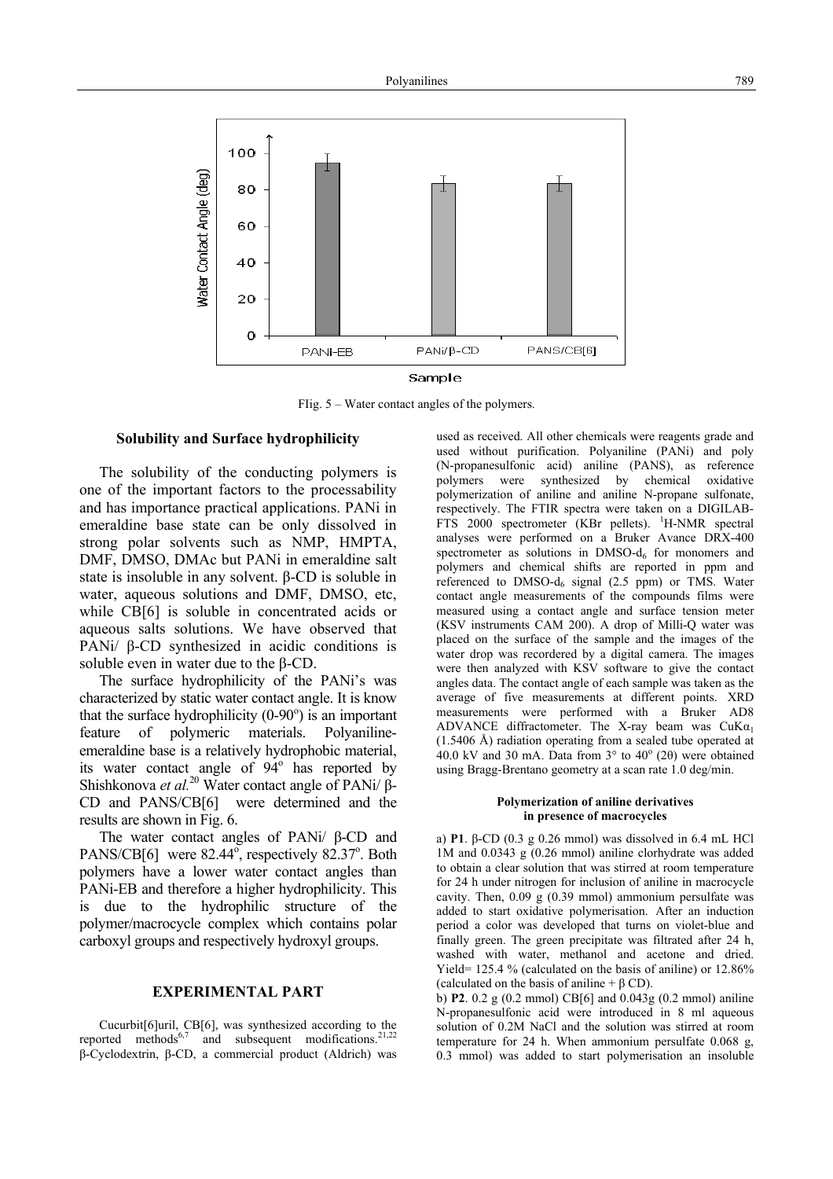Flig. 5 – Water contact angles of the polymers.

### Solubility and Surface hydrophilicity

The solubility of the conducting polymers is one of the important factors to the processability and has importance practical applications. PANi in emeraldine base state can be only dissolved in strong polar solvents such as NMP, HMPTA, DMF, DMSO, DMAc but PANi in emeraldine salt state is insoluble in any solvent. β-CD is soluble in water, aqueous solutions and DMF, DMSO, etc, while CB[6] is soluble in concentrated acids or aqueous salts solutions. We have observed that PANi/ β-CD synthesized in acidic conditions is soluble even in water due to the β-CD.

The surface hydrophilicity of the PANi's was characterized by static water contact angle. It is know that the surface hydrophilicity (0-90°) is an important feature of polymeric materials. Polyaniline-emeraldine base is a relatively hydrophobic material, its water contact angle of 94° has reported by Shishkonova *et al.*[20] Water contact angle of PANi/ β-CD and PANS/CB[6] were determined and the results are shown in Fig. 6.

The water contact angles of PANi/ β-CD and PANS/CB[6] were 82.44°, respectively 82.37°. Both polymers have a lower water contact angles than PANi-EB and therefore a higher hydrophilicity. This is due to the hydrophilic structure of the polymer/macrocycle complex which contains polar carboxyl groups and respectively hydroxyl groups.

## EXPERIMENTAL PART

Cucurbit[6]uril, CB[6], was synthesized according to the reported methods[6,7] and subsequent modifications.[21,22] β-Cyclodextrin, β-CD, a commercial product (Aldrich) was used as received. All other chemicals were reagents grade and used without purification. Polyaniline (PANi) and poly (N-propanesulfonic acid) aniline (PANS), as reference polymers were synthesized by chemical oxidative polymerization of aniline and aniline N-propane sulfonate, respectively. The FTIR spectra were taken on a DIGILAB-FTS 2000 spectrometer (KBr pellets). $^1$H-NMR spectral analyses were performed on a Bruker Avance DRX-400 spectrometer as solutions in DMSO-$d_6$ for monomers and polymers and chemical shifts are reported in ppm and referenced to DMSO-$d_6$ signal (2.5 ppm) or TMS. Water contact angle measurements of the compounds films were measured using a contact angle and surface tension meter (KSV instruments CAM 200). A drop of Milli-Q water was placed on the surface of the sample and the images of the water drop was recordered by a digital camera. The images were then analyzed with KSV software to give the contact angles data. The contact angle of each sample was taken as the average of five measurements at different points. XRD measurements were performed with a Bruker AD8 ADVANCE diffractometer. The X-ray beam was $CuK\alpha_1$ (1.5406 Å) radiation operating from a sealed tube operated at 40.0 kV and 30 mA. Data from 3° to 40° (2θ) were obtained using Bragg-Brentano geometry at a scan rate 1.0 deg/min.

#### Polymerization of aniline derivatives in presence of macrocycles

a) **P1**. β-CD (0.3 g 0.26 mmol) was dissolved in 6.4 mL HCl 1M and 0.0343 g (0.26 mmol) aniline clorhydrate was added to obtain a clear solution that was stirred at room temperature for 24 h under nitrogen for inclusion of aniline in macrocycle cavity. Then, 0.09 g (0.39 mmol) ammonium persulfate was added to start oxidative polymerisation. After an induction period a color was developed that turns on violet-blue and finally green. The green precipitate was filtrated after 24 h, washed with water, methanol and acetone and dried. Yield= 125.4 % (calculated on the basis of aniline) or 12.86% (calculated on the basis of aniline + β CD).

b) **P2**. 0.2 g (0.2 mmol) CB[6] and 0.043g (0.2 mmol) aniline N-propanesulfonic acid were introduced in 8 ml aqueous solution of 0.2M NaCl and the solution was stirred at room temperature for 24 h. When ammonium persulfate 0.068 g, 0.3 mmol) was added to start polymerisation an insoluble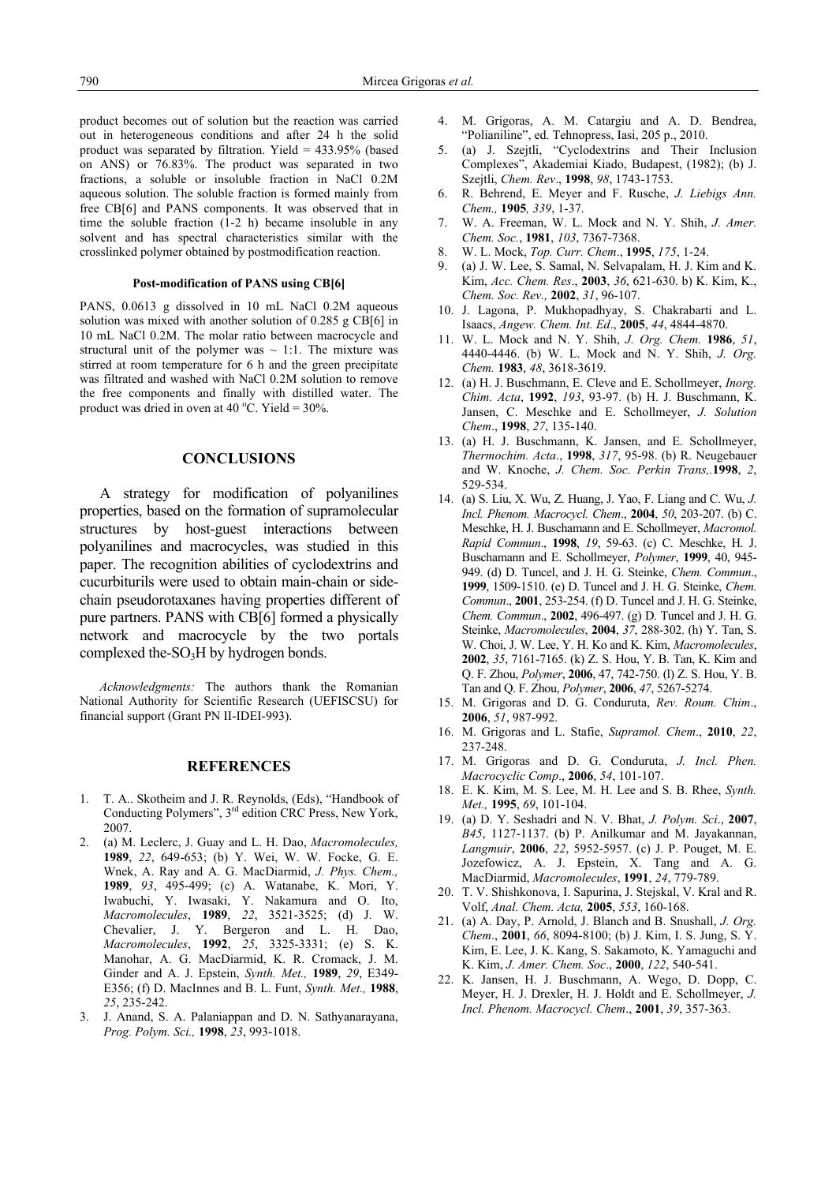product becomes out of solution but the reaction was carried out in heterogeneous conditions and after 24 h the solid product was separated by filtration. Yield = 433.95% (based on ANS) or 76.83%. The product was separated in two fractions, a soluble or insoluble fraction in NaCl 0.2M aqueous solution. The soluble fraction is formed mainly from free CB[6] and PANS components. It was observed that in time the soluble fraction (1-2 h) became insoluble in any solvent and has spectral characteristics similar with the crosslinked polymer obtained by postmodification reaction.

#### Post-modification of PANS using CB[6]

PANS, 0.0613 g dissolved in 10 mL NaCl 0.2M aqueous solution was mixed with another solution of 0.285 g CB[6] in 10 mL NaCl 0.2M. The molar ratio between macrocycle and structural unit of the polymer was ~ 1:1. The mixture was stirred at room temperature for 6 h and the green precipitate was filtrated and washed with NaCl 0.2M solution to remove the free components and finally with distilled water. The product was dried in oven at 40 °C. Yield = 30%.

## CONCLUSIONS

A strategy for modification of polyanilines properties, based on the formation of supramolecular structures by host-guest interactions between polyanilines and macrocycles, was studied in this paper. The recognition abilities of cyclodextrins and cucurbiturils were used to obtain main-chain or side-chain pseudorotaxanes having properties different of pure partners. PANS with CB[6] formed a physically network and macrocycle by the two portals complexed the-$SO_3H$ by hydrogen bonds.

*Acknowledgments:* The authors thank the Romanian National Authority for Scientific Research (UEFISCSU) for financial support (Grant PN II-IDEI-993).

## REFERENCES

1. T. A.. Skotheim and J. R. Reynolds, (Eds), "Handbook of Conducting Polymers", 3rd edition CRC Press, New York, 2007.
2. (a) M. Leclerc, J. Guay and L. H. Dao, *Macromolecules,* **1989**, *22*, 649-653; (b) Y. Wei, W. W. Focke, G. E. Wnek, A. Ray and A. G. MacDiarmid, *J. Phys. Chem.,* **1989**, *93*, 495-499; (c) A. Watanabe, K. Mori, Y. Iwabuchi, Y. Iwasaki, Y. Nakamura and O. Ito, *Macromolecules*, **1989**, *22*, 3521-3525; (d) J. W. Chevalier, J. Y. Bergeron and L. H. Dao, *Macromolecules*, **1992**, *25*, 3325-3331; (e) S. K. Manohar, A. G. MacDiarmid, K. R. Cromack, J. M. Ginder and A. J. Epstein, *Synth. Met.,* **1989**, *29*, E349-E356; (f) D. MacInnes and B. L. Funt, *Synth. Met.,* **1988**, *25*, 235-242.
3. J. Anand, S. A. Palaniappan and D. N. Sathyanarayana, *Prog. Polym. Sci.,* **1998**, *23*, 993-1018.
4. M. Grigoras, A. M. Catargiu and A. D. Bendrea, "Polianiline", ed. Tehnopress, Iasi, 205 p., 2010.
5. (a) J. Szejtli, "Cyclodextrins and Their Inclusion Complexes", Akademiai Kiado, Budapest, (1982); (b) J. Szejtli, *Chem. Rev*., **1998**, *98*, 1743-1753.
6. R. Behrend, E. Meyer and F. Rusche, *J. Liebigs Ann. Chem.,* **1905***, 339*, 1-37.
7. W. A. Freeman, W. L. Mock and N. Y. Shih, *J. Amer. Chem. Soc.*, **1981**, *103*, 7367-7368.
8. W. L. Mock, *Top. Curr. Chem*., **1995**, *175*, 1-24.
9. (a) J. W. Lee, S. Samal, N. Selvapalam, H. J. Kim and K. Kim, *Acc. Chem. Res*., **2003**, *36*, 621-630. b) K. Kim, K., *Chem. Soc. Rev.,* **2002**, *31*, 96-107.
10. J. Lagona, P. Mukhopadhyay, S. Chakrabarti and L. Isaacs, *Angew. Chem. Int. Ed*., **2005**, *44*, 4844-4870.
11. W. L. Mock and N. Y. Shih, *J. Org. Chem.* **1986**, *51*, 4440-4446. (b) W. L. Mock and N. Y. Shih, *J. Org. Chem.* **1983**, *48*, 3618-3619.
12. (a) H. J. Buschmann, E. Cleve and E. Schollmeyer, *Inorg. Chim. Acta*, **1992**, *193*, 93-97. (b) H. J. Buschmann, K. Jansen, C. Meschke and E. Schollmeyer, *J. Solution Chem*., **1998**, *27*, 135-140.
13. (a) H. J. Buschmann, K. Jansen, and E. Schollmeyer, *Thermochim. Acta*., **1998**, *317*, 95-98. (b) R. Neugebauer and W. Knoche, *J. Chem. Soc. Perkin Trans,.***1998**, *2*, 529-534.
14. (a) S. Liu, X. Wu, Z. Huang, J. Yao, F. Liang and C. Wu, *J. Incl. Phenom. Macrocycl. Chem*., **2004**, *50*, 203-207. (b) C. Meschke, H. J. Buschamann and E. Schollmeyer, *Macromol. Rapid Commun*., **1998**, *19*, 59-63. (c) C. Meschke, H. J. Buschamann and E. Schollmeyer, *Polymer*, **1999**, 40, 945-949. (d) D. Tuncel, and J. H. G. Steinke, *Chem. Commun*., **1999**, 1509-1510. (e) D. Tuncel and J. H. G. Steinke, *Chem. Commun*., **2001**, 253-254. (f) D. Tuncel and J. H. G. Steinke, *Chem. Commun*., **2002**, 496-497. (g) D. Tuncel and J. H. G. Steinke, *Macromolecules*, **2004**, *37*, 288-302. (h) Y. Tan, S. W. Choi, J. W. Lee, Y. H. Ko and K. Kim, *Macromolecules*, **2002**, *35*, 7161-7165. (k) Z. S. Hou, Y. B. Tan, K. Kim and Q. F. Zhou, *Polymer*, **2006**, 47, 742-750. (l) Z. S. Hou, Y. B. Tan and Q. F. Zhou, *Polymer*, **2006**, *47*, 5267-5274.
15. M. Grigoras and D. G. Conduruta, *Rev. Roum. Chim*., **2006**, *51*, 987-992.
16. M. Grigoras and L. Stafie, *Supramol. Chem*., **2010**, *22*, 237-248.
17. M. Grigoras and D. G. Conduruta, *J. Incl. Phen. Macrocyclic Comp*., **2006**, *54*, 101-107.
18. E. K. Kim, M. S. Lee, M. H. Lee and S. B. Rhee, *Synth. Met.,* **1995**, *69*, 101-104.
19. (a) D. Y. Seshadri and N. V. Bhat, *J. Polym. Sci*., **2007**, *B45*, 1127-1137. (b) P. Anilkumar and M. Jayakannan, *Langmuir*, **2006**, *22*, 5952-5957. (c) J. P. Pouget, M. E. Jozefowicz, A. J. Epstein, X. Tang and A. G. MacDiarmid, *Macromolecules*, **1991**, *24*, 779-789.
20. T. V. Shishkonova, I. Sapurina, J. Stejskal, V. Kral and R. Volf, *Anal. Chem. Acta,* **2005**, *553*, 160-168.
21. (a) A. Day, P. Arnold, J. Blanch and B. Snushall, *J. Org. Chem*., **2001**, *66*, 8094-8100; (b) J. Kim, I. S. Jung, S. Y. Kim, E. Lee, J. K. Kang, S. Sakamoto, K. Yamaguchi and K. Kim, *J. Amer. Chem. Soc*., **2000**, *122*, 540-541.
22. K. Jansen, H. J. Buschmann, A. Wego, D. Dopp, C. Meyer, H. J. Drexler, H. J. Holdt and E. Schollmeyer, *J. Incl. Phenom. Macrocycl. Chem*., **2001**, *39*, 357-363.